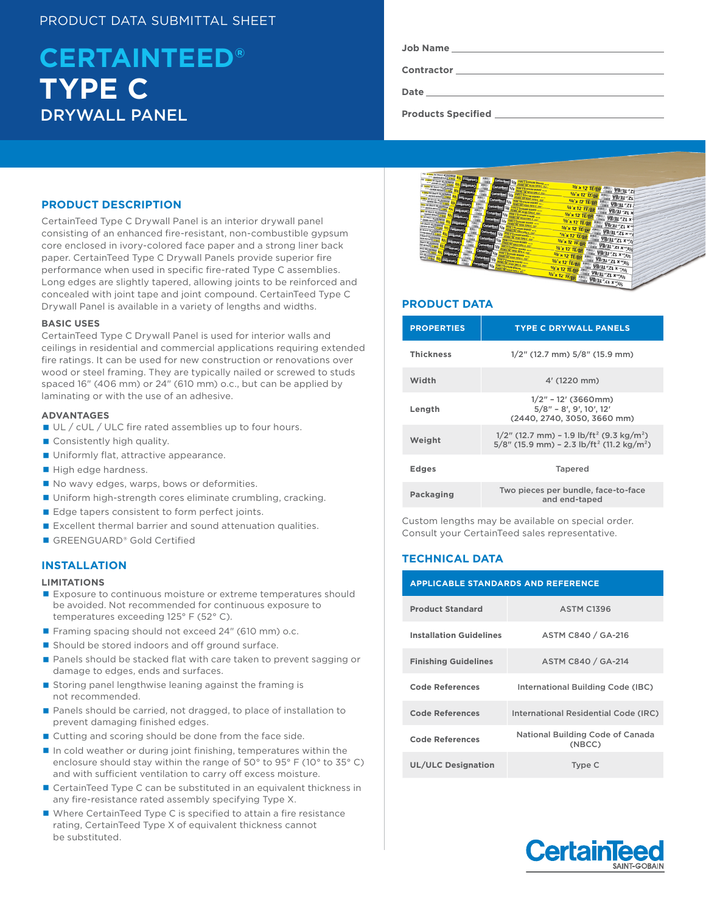PRODUCT DATA SUBMITTAL SHEET

# CERTAINTEED® TYPE C DRYWALL PANEL

Job Name ______________________

Contractor ______________________

Date ______________________

Products Specified ______________________

## PRODUCT DESCRIPTION

CertainTeed Type C Drywall Panel is an interior drywall panel consisting of an enhanced fire-resistant, non-combustible gypsum core enclosed in ivory-colored face paper and a strong liner back paper. CertainTeed Type C Drywall Panels provide superior fire performance when used in specific fire-rated Type C assemblies. Long edges are slightly tapered, allowing joints to be reinforced and concealed with joint tape and joint compound. CertainTeed Type C Drywall Panel is available in a variety of lengths and widths.

### BASIC USES

CertainTeed Type C Drywall Panel is used for interior walls and ceilings in residential and commercial applications requiring extended fire ratings. It can be used for new construction or renovations over wood or steel framing. They are typically nailed or screwed to studs spaced 16" (406 mm) or 24" (610 mm) o.c., but can be applied by laminating or with the use of an adhesive.

### ADVANTAGES

- UL / cUL / ULC fire rated assemblies up to four hours.
- Consistently high quality.
- Uniformly flat, attractive appearance.
- High edge hardness.
- No wavy edges, warps, bows or deformities.
- Uniform high-strength cores eliminate crumbling, cracking.
- Edge tapers consistent to form perfect joints.
- Excellent thermal barrier and sound attenuation qualities.
- GREENGUARD® Gold Certified

## INSTALLATION

### LIMITATIONS

- Exposure to continuous moisture or extreme temperatures should be avoided. Not recommended for continuous exposure to temperatures exceeding 125° F (52° C).
- Framing spacing should not exceed 24" (610 mm) o.c.
- Should be stored indoors and off ground surface.
- Panels should be stacked flat with care taken to prevent sagging or damage to edges, ends and surfaces.
- Storing panel lengthwise leaning against the framing is not recommended.
- Panels should be carried, not dragged, to place of installation to prevent damaging finished edges.
- Cutting and scoring should be done from the face side.
- In cold weather or during joint finishing, temperatures within the enclosure should stay within the range of 50° to 95° F (10° to 35° C) and with sufficient ventilation to carry off excess moisture.
- CertainTeed Type C can be substituted in an equivalent thickness in any fire-resistance rated assembly specifying Type X.
- Where CertainTeed Type C is specified to attain a fire resistance rating, CertainTeed Type X of equivalent thickness cannot be substituted.

## PRODUCT DATA

| PROPERTIES | TYPE C DRYWALL PANELS |
| --- | --- |
| Thickness | 1/2" (12.7 mm) 5/8" (15.9 mm) |
| Width | 4' (1220 mm) |
| Length | 1/2" – 12' (3660mm)<br>5/8" – 8', 9', 10', 12'<br>(2440, 2740, 3050, 3660 mm) |
| Weight | 1/2" (12.7 mm) – 1.9 lb/ft² (9.3 kg/m²)<br>5/8" (15.9 mm) – 2.3 lb/ft² (11.2 kg/m²) |
| Edges | Tapered |
| Packaging | Two pieces per bundle, face-to-face and end-taped |

Custom lengths may be available on special order. Consult your CertainTeed sales representative.

## TECHNICAL DATA

| APPLICABLE STANDARDS AND REFERENCE | |
| --- | --- |
| Product Standard | ASTM C1396 |
| Installation Guidelines | ASTM C840 / GA-216 |
| Finishing Guidelines | ASTM C840 / GA-214 |
| Code References | International Building Code (IBC) |
| Code References | International Residential Code (IRC) |
| Code References | National Building Code of Canada (NBCC) |
| UL/ULC Designation | Type C |

CertainTeed SAINT-GOBAIN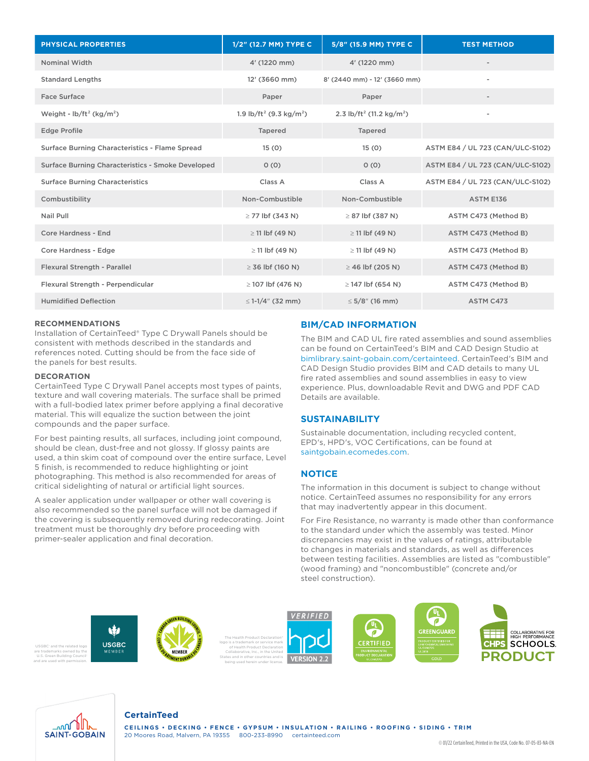| PHYSICAL PROPERTIES | 1/2" (12.7 MM) TYPE C | 5/8" (15.9 MM) TYPE C | TEST METHOD |
|---|---|---|---|
| Nominal Width | 4' (1220 mm) | 4' (1220 mm) | - |
| Standard Lengths | 12' (3660 mm) | 8' (2440 mm) - 12' (3660 mm) | - |
| Face Surface | Paper | Paper | - |
| Weight - lb/ft² (kg/m²) | 1.9 lb/ft² (9.3 kg/m²) | 2.3 lb/ft² (11.2 kg/m²) | - |
| Edge Profile | Tapered | Tapered | |
| Surface Burning Characteristics - Flame Spread | 15 (0) | 15 (0) | ASTM E84 / UL 723 (CAN/ULC-S102) |
| Surface Burning Characteristics - Smoke Developed | 0 (0) | 0 (0) | ASTM E84 / UL 723 (CAN/ULC-S102) |
| Surface Burning Characteristics | Class A | Class A | ASTM E84 / UL 723 (CAN/ULC-S102) |
| Combustibility | Non-Combustible | Non-Combustible | ASTM E136 |
| Nail Pull | ≥ 77 lbf (343 N) | ≥ 87 lbf (387 N) | ASTM C473 (Method B) |
| Core Hardness - End | ≥ 11 lbf (49 N) | ≥ 11 lbf (49 N) | ASTM C473 (Method B) |
| Core Hardness - Edge | ≥ 11 lbf (49 N) | ≥ 11 lbf (49 N) | ASTM C473 (Method B) |
| Flexural Strength - Parallel | ≥ 36 lbf (160 N) | ≥ 46 lbf (205 N) | ASTM C473 (Method B) |
| Flexural Strength - Perpendicular | ≥ 107 lbf (476 N) | ≥ 147 lbf (654 N) | ASTM C473 (Method B) |
| Humidified Deflection | ≤ 1-1/4" (32 mm) | ≤ 5/8" (16 mm) | ASTM C473 |

## RECOMMENDATIONS

Installation of CertainTeed® Type C Drywall Panels should be consistent with methods described in the standards and references noted. Cutting should be from the face side of the panels for best results.

## DECORATION

CertainTeed Type C Drywall Panel accepts most types of paints, texture and wall covering materials. The surface shall be primed with a full-bodied latex primer before applying a final decorative material. This will equalize the suction between the joint compounds and the paper surface.

For best painting results, all surfaces, including joint compound, should be clean, dust-free and not glossy. If glossy paints are used, a thin skim coat of compound over the entire surface, Level 5 finish, is recommended to reduce highlighting or joint photographing. This method is also recommended for areas of critical sidelighting of natural or artificial light sources.

A sealer application under wallpaper or other wall covering is also recommended so the panel surface will not be damaged if the covering is subsequently removed during redecorating. Joint treatment must be thoroughly dry before proceeding with primer-sealer application and final decoration.

## BIM/CAD INFORMATION

The BIM and CAD UL fire rated assemblies and sound assemblies can be found on CertainTeed's BIM and CAD Design Studio at bimlibrary.saint-gobain.com/certainteed. CertainTeed's BIM and CAD Design Studio provides BIM and CAD details to many UL fire rated assemblies and sound assemblies in easy to view experience. Plus, downloadable Revit and DWG and PDF CAD Details are available.

## SUSTAINABILITY

Sustainable documentation, including recycled content, EPD's, HPD's, VOC Certifications, can be found at saintgobain.ecomedes.com.

## NOTICE

The information in this document is subject to change without notice. CertainTeed assumes no responsibility for any errors that may inadvertently appear in this document.

For Fire Resistance, no warranty is made other than conformance to the standard under which the assembly was tested. Minor discrepancies may exist in the values of ratings, attributable to changes in materials and standards, as well as differences between testing facilities. Assemblies are listed as "combustible" (wood framing) and "noncombustible" (concrete and/or steel construction).

USGBC® and the related logo are trademarks owned by the U.S. Green Building Council® and are used with permission.

The Health Product Declaration® logo is a trademark or service mark of Health Product Declaration Collaborative, Inc., in the United States and in other countries and is being used herein under license.

**CertainTeed**

CEILINGS • DECKING • FENCE • GYPSUM • INSULATION • RAILING • ROOFING • SIDING • TRIM

20 Moores Road, Malvern, PA 19355 800-233-8990 certainteed.com

© 01/22 CertainTeed, Printed in the USA, Code No. 07-05-83-NA-EN